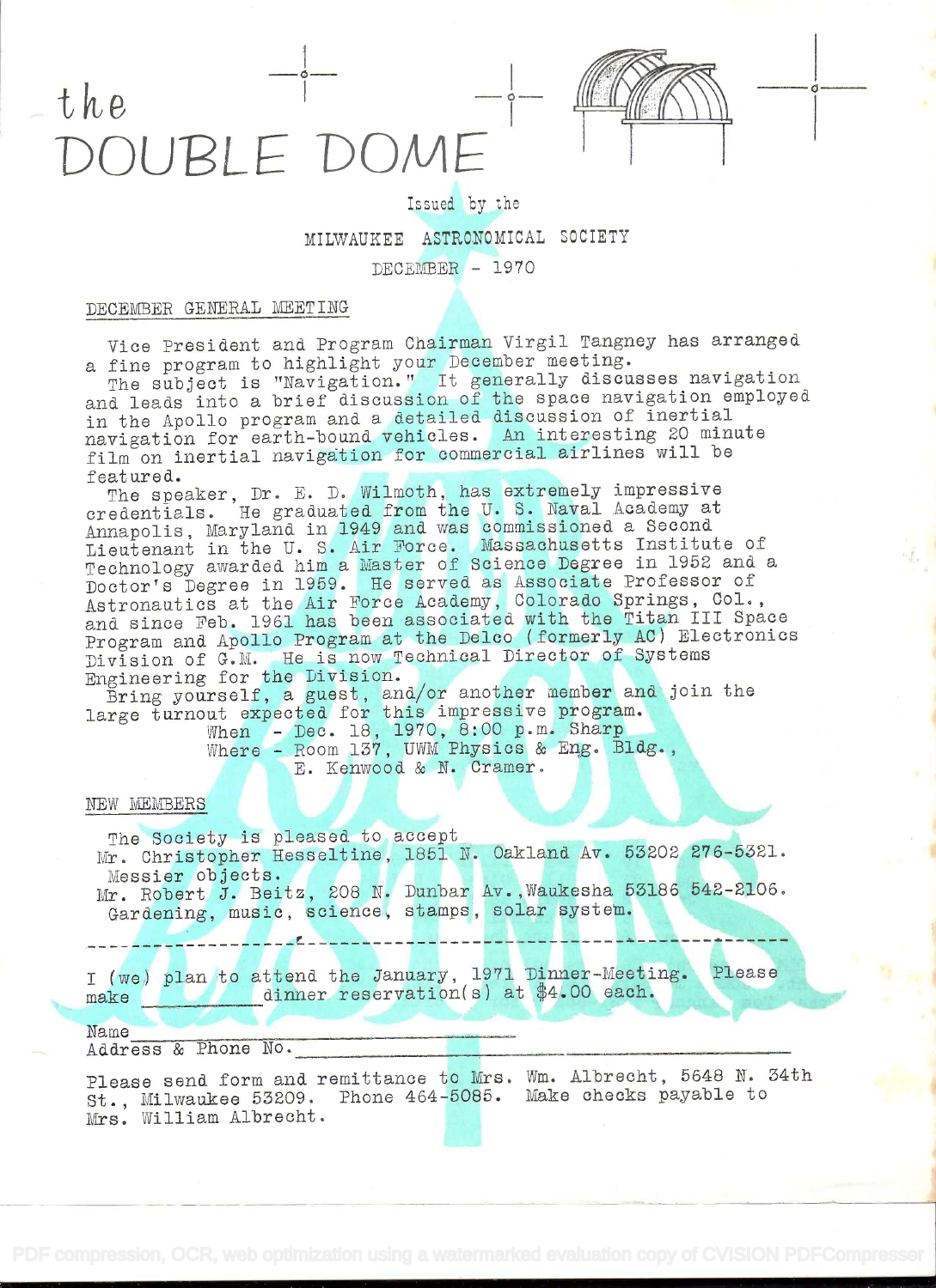# the DOUBLE DOME

Issued by the

MILWAUKEE ASTRONOMICAL SOCIETY

DECEMBER - 1970

## DECEMBER GENERAL MEETING

Vice President and Program Chairman Virgil Tangney has arranged a fine program to highlight your December meeting.

The subject is "Navigation." It generally discusses navigation and leads into a brief discussion of the space navigation employed in the Apollo program and a detailed discussion of inertial navigation for earth-bound vehicles. An interesting 20 minute film on inertial navigation for commercial airlines will be featured.

The speaker, Dr. E. D. Wilmoth, has extremely impressive credentials. He graduated from the U. S. Naval Academy at Annapolis, Maryland in 1949 and was commissioned a Second Lieutenant in the U. S. Air Force. Massachusetts Institute of Technology awarded him a Master of Science Degree in 1952 and a Doctor's Degree in 1959. He served as Associate Professor of Astronautics at the Air Force Academy, Colorado Springs, Col., and since Feb. 1961 has been associated with the Titan III Space Program and Apollo Program at the Delco (formerly AC) Electronics Division of G.M. He is now Technical Director of Systems Engineering for the Division.

Bring yourself, a guest, and/or another member and join the large turnout expected for this impressive program.

When - Dec. 18, 1970, 8:00 p.m. Sharp
Where - Room 137, UWM Physics & Eng. Bldg., E. Kenwood & N. Cramer.

## NEW MEMBERS

The Society is pleased to accept

Mr. Christopher Hesseltine, 1851 N. Oakland Av. 53202 276-5321. Messier objects.

Mr. Robert J. Beitz, 208 N. Dunbar Av., Waukesha 53186 542-2106. Gardening, music, science, stamps, solar system.

---

I (we) plan to attend the January, 1971 Dinner-Meeting. Please make __________ dinner reservation(s) at $4.00 each.

Name ______________________________

Address & Phone No. ______________________________

Please send form and remittance to Mrs. Wm. Albrecht, 5648 N. 34th St., Milwaukee 53209. Phone 464-5085. Make checks payable to Mrs. William Albrecht.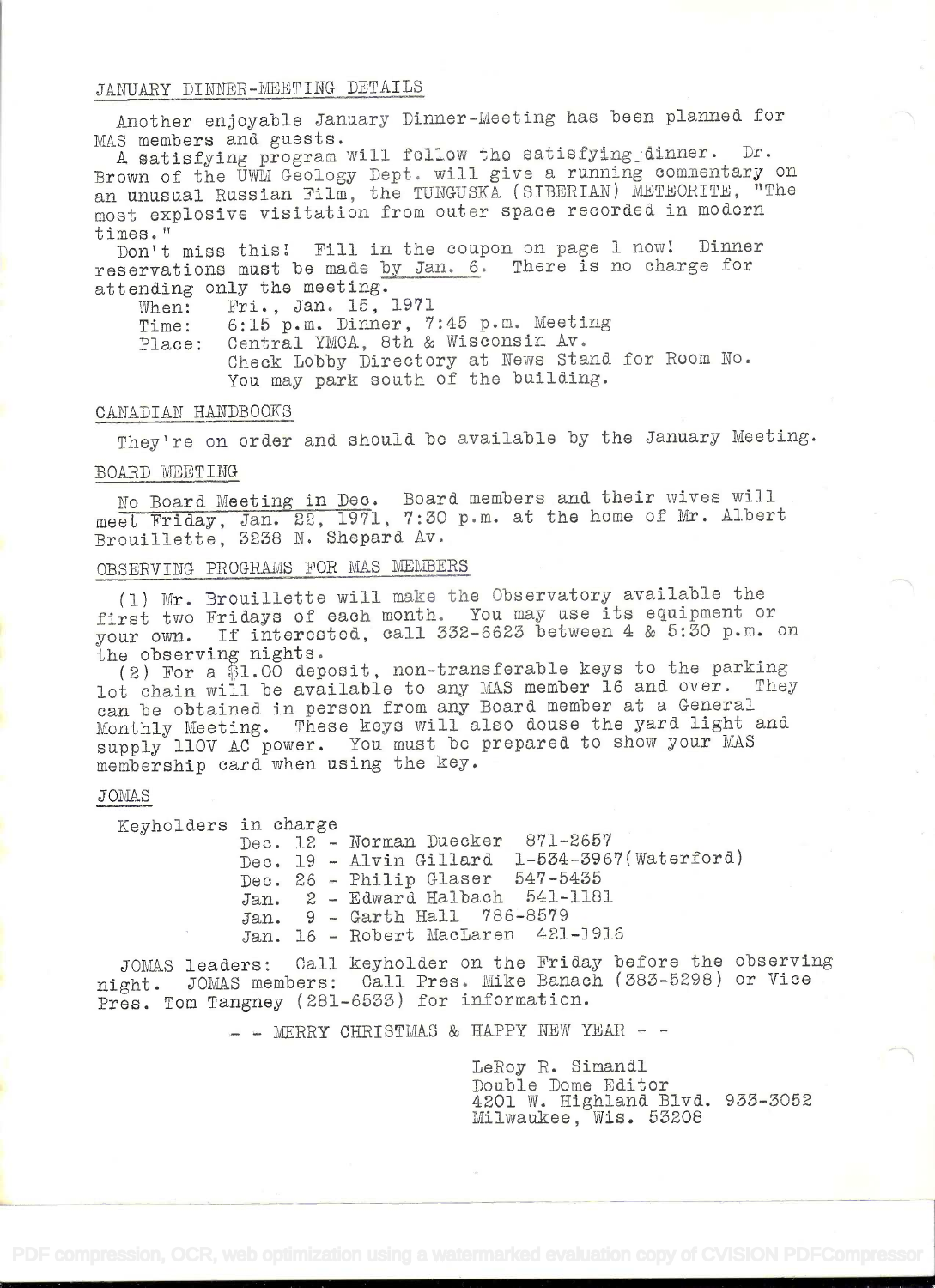## JANUARY DINNER-MEETING DETAILS

Another enjoyable January Dinner-Meeting has been planned for MAS members and guests.

A satisfying program will follow the satisfying dinner. Dr. Brown of the UWM Geology Dept. will give a running commentary on an unusual Russian Film, the TUNGUSKA (SIBERIAN) METEORITE, "The most explosive visitation from outer space recorded in modern times."

Don't miss this! Fill in the coupon on page 1 now! Dinner reservations must be made by Jan. 6. There is no charge for attending only the meeting.

When: Fri., Jan. 15, 1971
Time: 6:15 p.m. Dinner, 7:45 p.m. Meeting
Place: Central YMCA, 8th & Wisconsin Av.
Check Lobby Directory at News Stand for Room No.
You may park south of the building.

## CANADIAN HANDBOOKS

They're on order and should be available by the January Meeting.

## BOARD MEETING

No Board Meeting in Dec. Board members and their wives will meet Friday, Jan. 22, 1971, 7:30 p.m. at the home of Mr. Albert Brouillette, 3238 N. Shepard Av.

## OBSERVING PROGRAMS FOR MAS MEMBERS

(1) Mr. Brouillette will make the Observatory available the first two Fridays of each month. You may use its equipment or your own. If interested, call 332-6623 between 4 & 5:30 p.m. on the observing nights.

(2) For a $1.00 deposit, non-transferable keys to the parking lot chain will be available to any MAS member 16 and over. They can be obtained in person from any Board member at a General Monthly Meeting. These keys will also douse the yard light and supply 110V AC power. You must be prepared to show your MAS membership card when using the key.

## JOMAS

Keyholders in charge

- Dec. 12 - Norman Duecker 871-2657
- Dec. 19 - Alvin Gillard 1-534-3967(Waterford)
- Dec. 26 - Philip Glaser 547-5435
- Jan. 2 - Edward Halbach 541-1181
- Jan. 9 - Garth Hall 786-8579
- Jan. 16 - Robert MacLaren 421-1916

JOMAS leaders: Call keyholder on the Friday before the observing night. JOMAS members: Call Pres. Mike Banach (383-5298) or Vice Pres. Tom Tangney (281-6533) for information.

- - MERRY CHRISTMAS & HAPPY NEW YEAR - -

LeRoy R. Simandl
Double Dome Editor
4201 W. Highland Blvd. 933-3052
Milwaukee, Wis. 53208